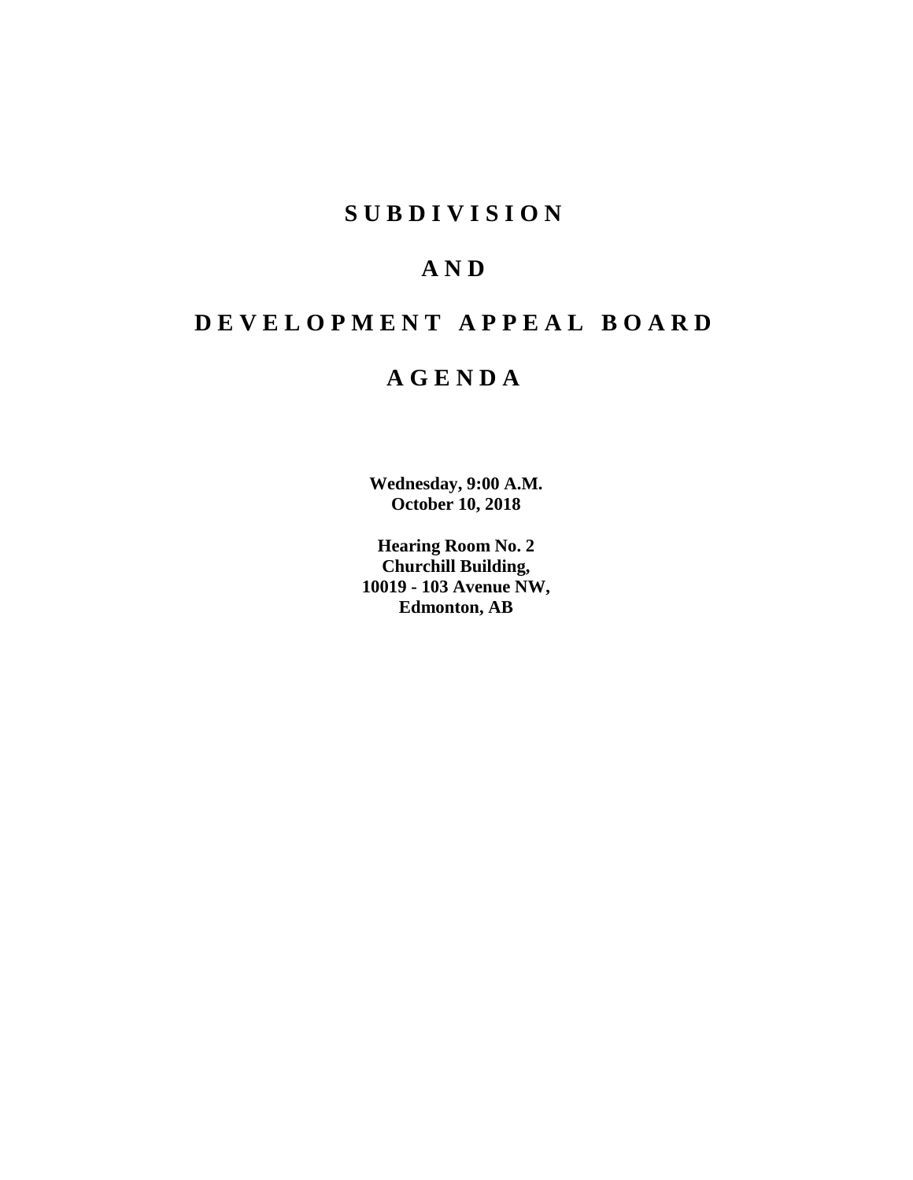# SUBDIVISION

# AND

# DEVELOPMENT APPEAL BOARD

# AGENDA

**Wednesday, 9:00 A.M.**
**October 10, 2018**

**Hearing Room No. 2**
**Churchill Building,**
**10019 - 103 Avenue NW,**
**Edmonton, AB**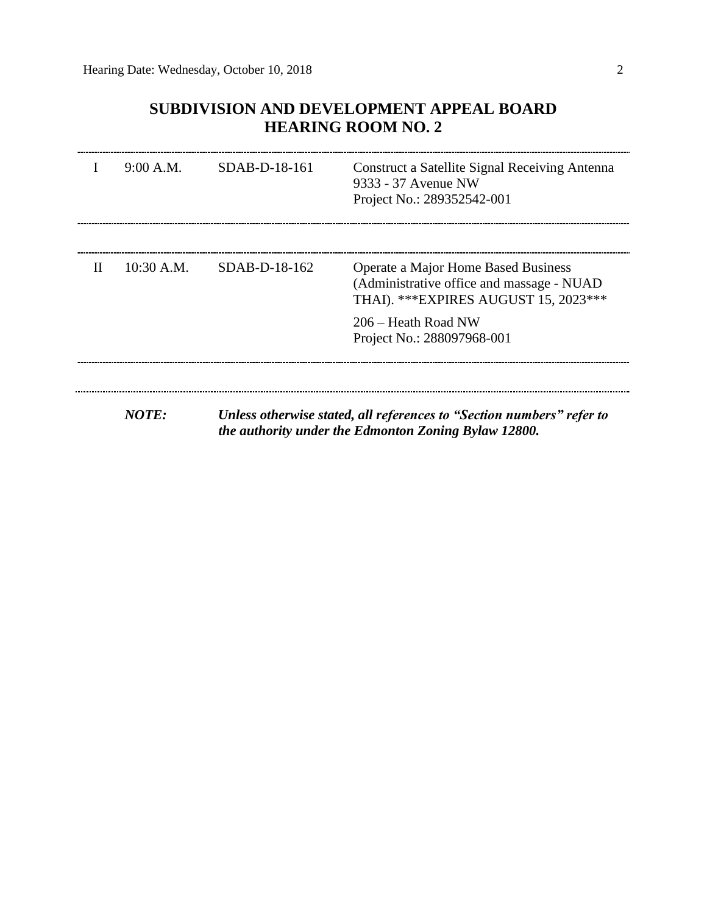# SUBDIVISION AND DEVELOPMENT APPEAL BOARD
# HEARING ROOM NO. 2

| | | | |
|---|---|---|---|
| I | 9:00 A.M. | SDAB-D-18-161 | Construct a Satellite Signal Receiving Antenna<br>9333 - 37 Avenue NW<br>Project No.: 289352542-001 |
| II | 10:30 A.M. | SDAB-D-18-162 | Operate a Major Home Based Business (Administrative office and massage - NUAD THAI). ***EXPIRES AUGUST 15, 2023***<br><br>206 – Heath Road NW<br>Project No.: 288097968-001 |

***NOTE:*** ***Unless otherwise stated, all references to "Section numbers" refer to the authority under the Edmonton Zoning Bylaw 12800.***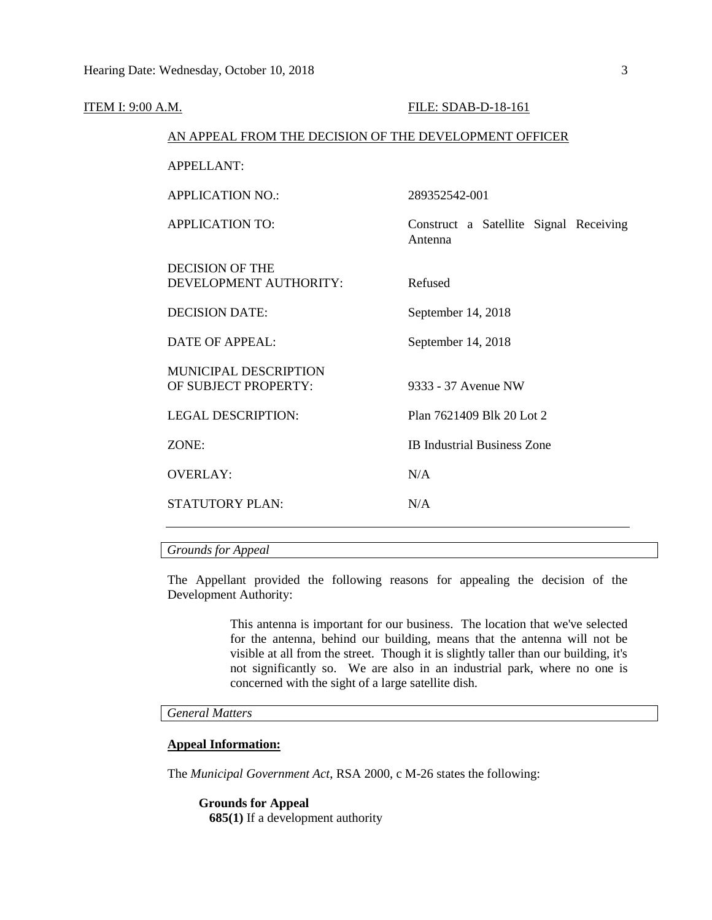ITEM I: 9:00 A.M. FILE: SDAB-D-18-161

AN APPEAL FROM THE DECISION OF THE DEVELOPMENT OFFICER

| | |
|---|---|
| APPELLANT: | |
| APPLICATION NO.: | 289352542-001 |
| APPLICATION TO: | Construct a Satellite Signal Receiving Antenna |
| DECISION OF THE DEVELOPMENT AUTHORITY: | Refused |
| DECISION DATE: | September 14, 2018 |
| DATE OF APPEAL: | September 14, 2018 |
| MUNICIPAL DESCRIPTION OF SUBJECT PROPERTY: | 9333 - 37 Avenue NW |
| LEGAL DESCRIPTION: | Plan 7621409 Blk 20 Lot 2 |
| ZONE: | IB Industrial Business Zone |
| OVERLAY: | N/A |
| STATUTORY PLAN: | N/A |

*Grounds for Appeal*

The Appellant provided the following reasons for appealing the decision of the Development Authority:

> This antenna is important for our business. The location that we've selected for the antenna, behind our building, means that the antenna will not be visible at all from the street. Though it is slightly taller than our building, it's not significantly so. We are also in an industrial park, where no one is concerned with the sight of a large satellite dish.

*General Matters*

**Appeal Information:**

The *Municipal Government Act*, RSA 2000, c M-26 states the following:

**Grounds for Appeal**
**685(1)** If a development authority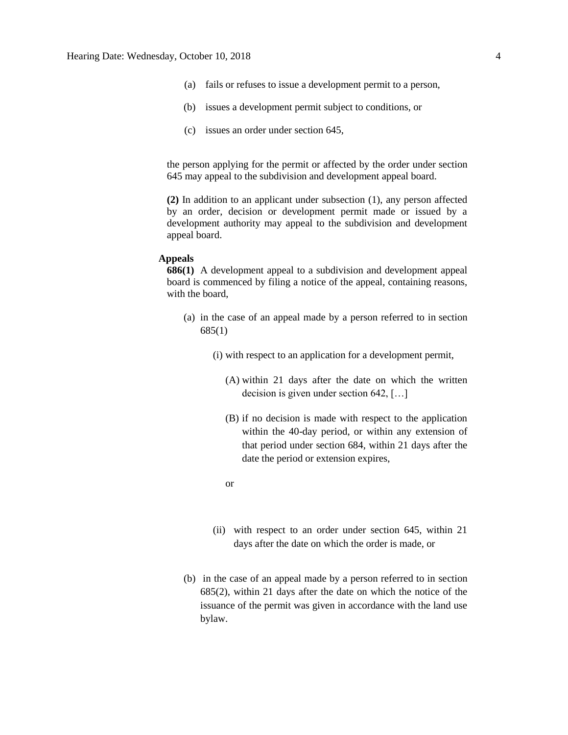(a) fails or refuses to issue a development permit to a person,

(b) issues a development permit subject to conditions, or

(c) issues an order under section 645,

the person applying for the permit or affected by the order under section 645 may appeal to the subdivision and development appeal board.

**(2)** In addition to an applicant under subsection (1), any person affected by an order, decision or development permit made or issued by a development authority may appeal to the subdivision and development appeal board.

**Appeals**

**686(1)** A development appeal to a subdivision and development appeal board is commenced by filing a notice of the appeal, containing reasons, with the board,

(a) in the case of an appeal made by a person referred to in section 685(1)

(i) with respect to an application for a development permit,

(A) within 21 days after the date on which the written decision is given under section 642, […]

(B) if no decision is made with respect to the application within the 40-day period, or within any extension of that period under section 684, within 21 days after the date the period or extension expires,

or

(ii) with respect to an order under section 645, within 21 days after the date on which the order is made, or

(b) in the case of an appeal made by a person referred to in section 685(2), within 21 days after the date on which the notice of the issuance of the permit was given in accordance with the land use bylaw.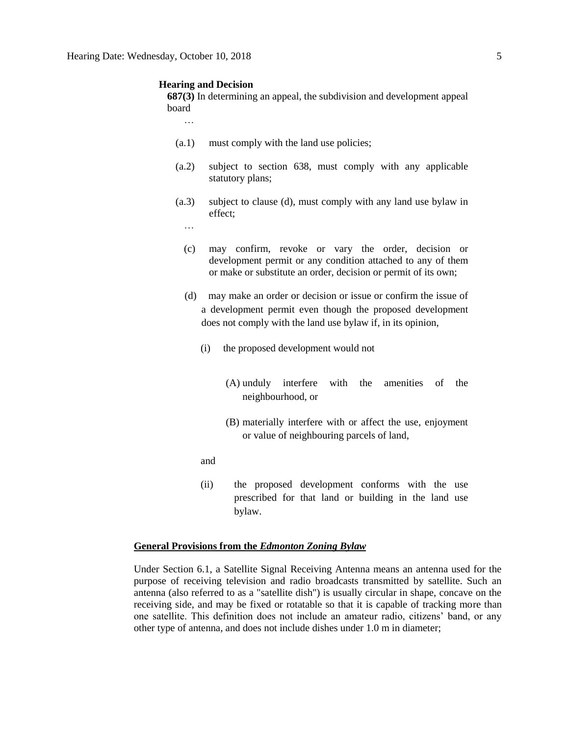**Hearing and Decision**

**687(3)** In determining an appeal, the subdivision and development appeal board

…

(a.1) must comply with the land use policies;

(a.2) subject to section 638, must comply with any applicable statutory plans;

(a.3) subject to clause (d), must comply with any land use bylaw in effect;

…

(c) may confirm, revoke or vary the order, decision or development permit or any condition attached to any of them or make or substitute an order, decision or permit of its own;

(d) may make an order or decision or issue or confirm the issue of a development permit even though the proposed development does not comply with the land use bylaw if, in its opinion,

(i) the proposed development would not

(A) unduly interfere with the amenities of the neighbourhood, or

(B) materially interfere with or affect the use, enjoyment or value of neighbouring parcels of land,

and

(ii) the proposed development conforms with the use prescribed for that land or building in the land use bylaw.

**General Provisions from the *Edmonton Zoning Bylaw***

Under Section 6.1, a Satellite Signal Receiving Antenna means an antenna used for the purpose of receiving television and radio broadcasts transmitted by satellite. Such an antenna (also referred to as a "satellite dish") is usually circular in shape, concave on the receiving side, and may be fixed or rotatable so that it is capable of tracking more than one satellite. This definition does not include an amateur radio, citizens' band, or any other type of antenna, and does not include dishes under 1.0 m in diameter;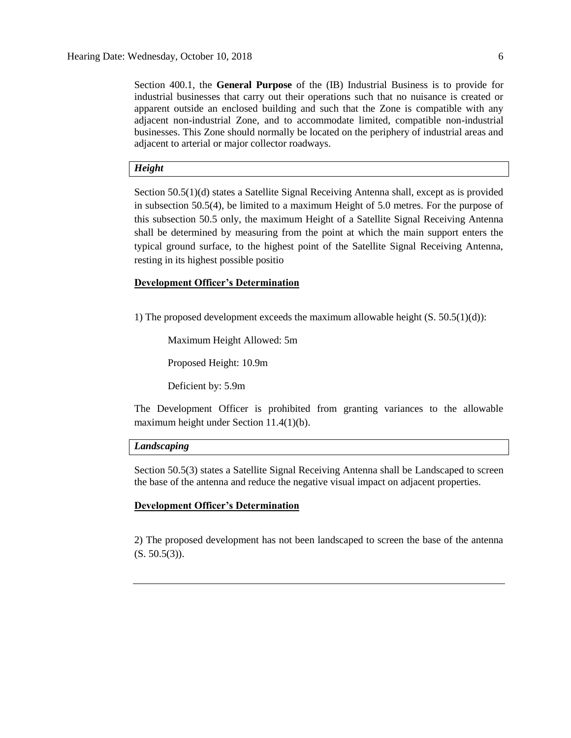Section 400.1, the **General Purpose** of the (IB) Industrial Business is to provide for industrial businesses that carry out their operations such that no nuisance is created or apparent outside an enclosed building and such that the Zone is compatible with any adjacent non-industrial Zone, and to accommodate limited, compatible non-industrial businesses. This Zone should normally be located on the periphery of industrial areas and adjacent to arterial or major collector roadways.

***Height***

Section 50.5(1)(d) states a Satellite Signal Receiving Antenna shall, except as is provided in subsection 50.5(4), be limited to a maximum Height of 5.0 metres. For the purpose of this subsection 50.5 only, the maximum Height of a Satellite Signal Receiving Antenna shall be determined by measuring from the point at which the main support enters the typical ground surface, to the highest point of the Satellite Signal Receiving Antenna, resting in its highest possible positio

**Development Officer's Determination**

1) The proposed development exceeds the maximum allowable height (S. 50.5(1)(d)):

Maximum Height Allowed: 5m

Proposed Height: 10.9m

Deficient by: 5.9m

The Development Officer is prohibited from granting variances to the allowable maximum height under Section 11.4(1)(b).

***Landscaping***

Section 50.5(3) states a Satellite Signal Receiving Antenna shall be Landscaped to screen the base of the antenna and reduce the negative visual impact on adjacent properties.

**Development Officer's Determination**

2) The proposed development has not been landscaped to screen the base of the antenna (S. 50.5(3)).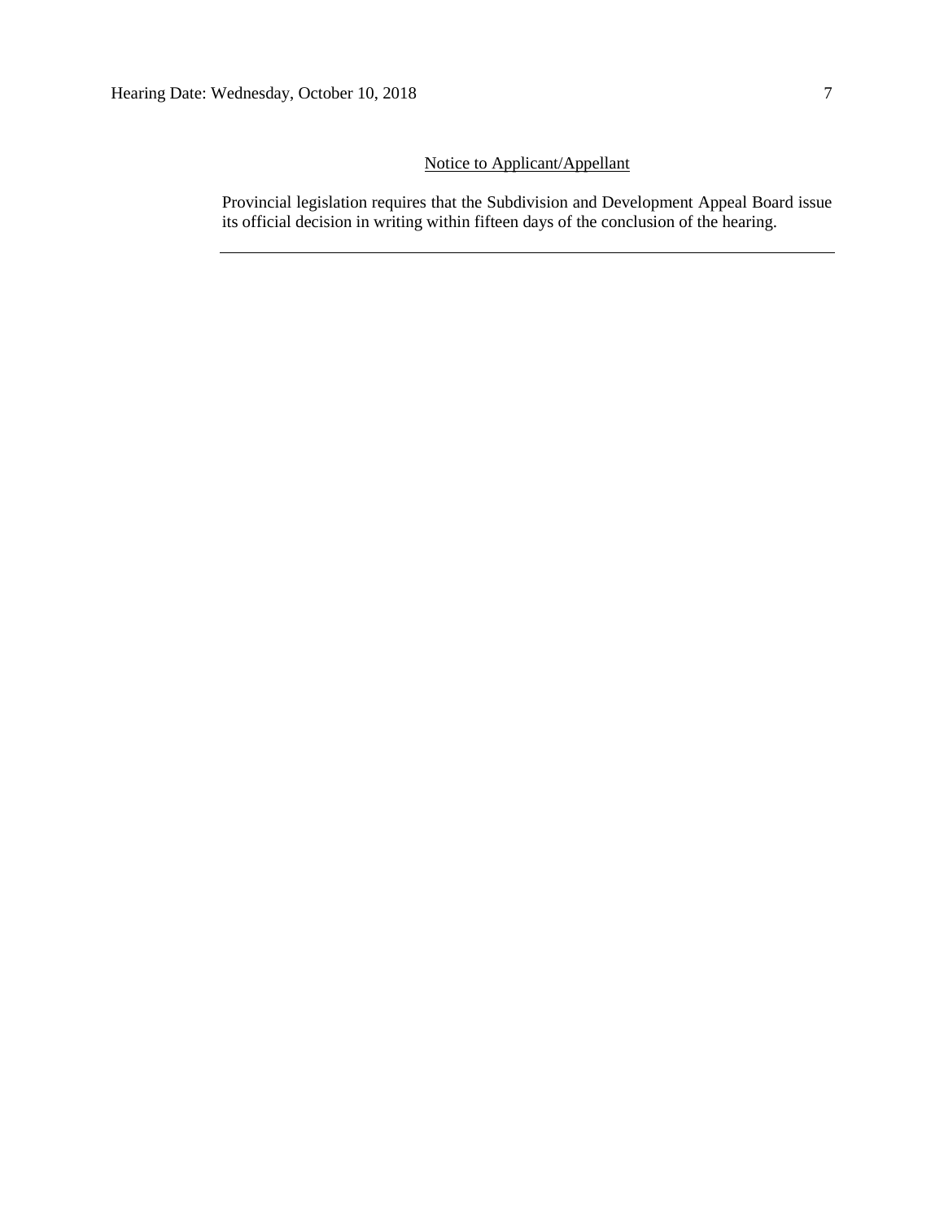Notice to Applicant/Appellant

Provincial legislation requires that the Subdivision and Development Appeal Board issue its official decision in writing within fifteen days of the conclusion of the hearing.

---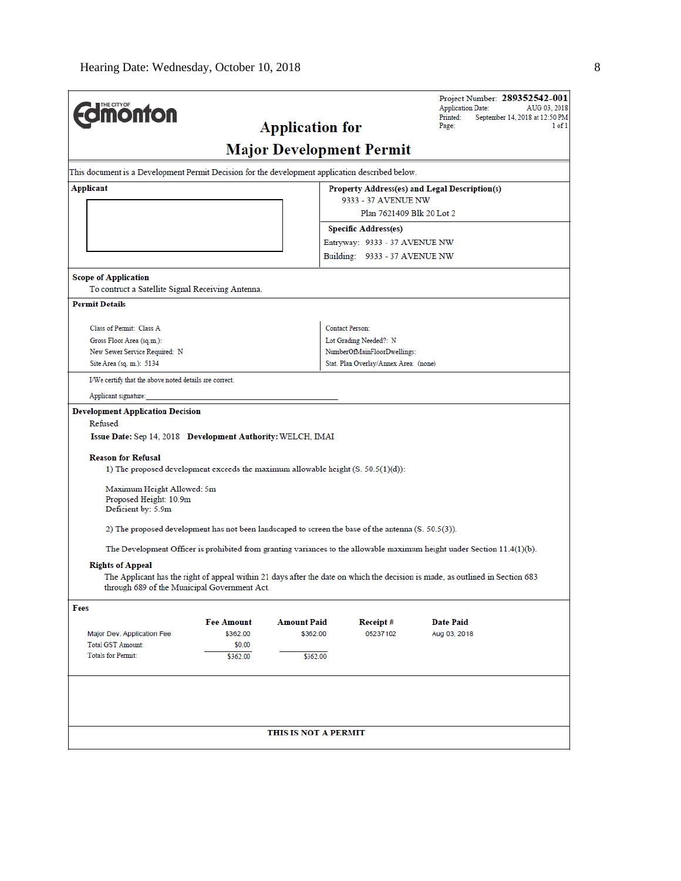**THE CITY OF Edmonton**

# Application for Major Development Permit

Project Number: **289352542-001**
Application Date: AUG 03, 2018
Printed: September 14, 2018 at 12:50 PM
Page: 1 of 1

This document is a Development Permit Decision for the development application described below.

**Applicant**

**Property Address(es) and Legal Description(s)**
9333 - 37 AVENUE NW
Plan 7621409 Blk 20 Lot 2

**Specific Address(es)**
Entryway: 9333 - 37 AVENUE NW
Building: 9333 - 37 AVENUE NW

**Scope of Application**
To contruct a Satellite Signal Receiving Antenna.

**Permit Details**

Class of Permit: Class A
Gross Floor Area (sq.m.):
New Sewer Service Required: N
Site Area (sq. m.): 5134

Contact Person:
Lot Grading Needed?: N
NumberOfMainFloorDwellings:
Stat. Plan Overlay/Annex Area: (none)

I/We certify that the above noted details are correct.

Applicant signature:

**Development Application Decision**
Refused

**Issue Date:** Sep 14, 2018 **Development Authority:** WELCH, IMAI

**Reason for Refusal**

1) The proposed development exceeds the maximum allowable height (S. 50.5(1)(d)):

Maximum Height Allowed: 5m
Proposed Height: 10.9m
Deficient by: 5.9m

2) The proposed development has not been landscaped to screen the base of the antenna (S. 50.5(3)).

The Development Officer is prohibited from granting variances to the allowable maximum height under Section 11.4(1)(b).

**Rights of Appeal**
The Applicant has the right of appeal within 21 days after the date on which the decision is made, as outlined in Section 683 through 689 of the Municipal Government Act.

**Fees**

| | Fee Amount | Amount Paid | Receipt # | Date Paid |
|---|---|---|---|---|
| Major Dev. Application Fee | $362.00 | $362.00 | 05237102 | Aug 03, 2018 |
| Total GST Amount: | $0.00 | | | |
| Totals for Permit: | $362.00 | $362.00 | | |

**THIS IS NOT A PERMIT**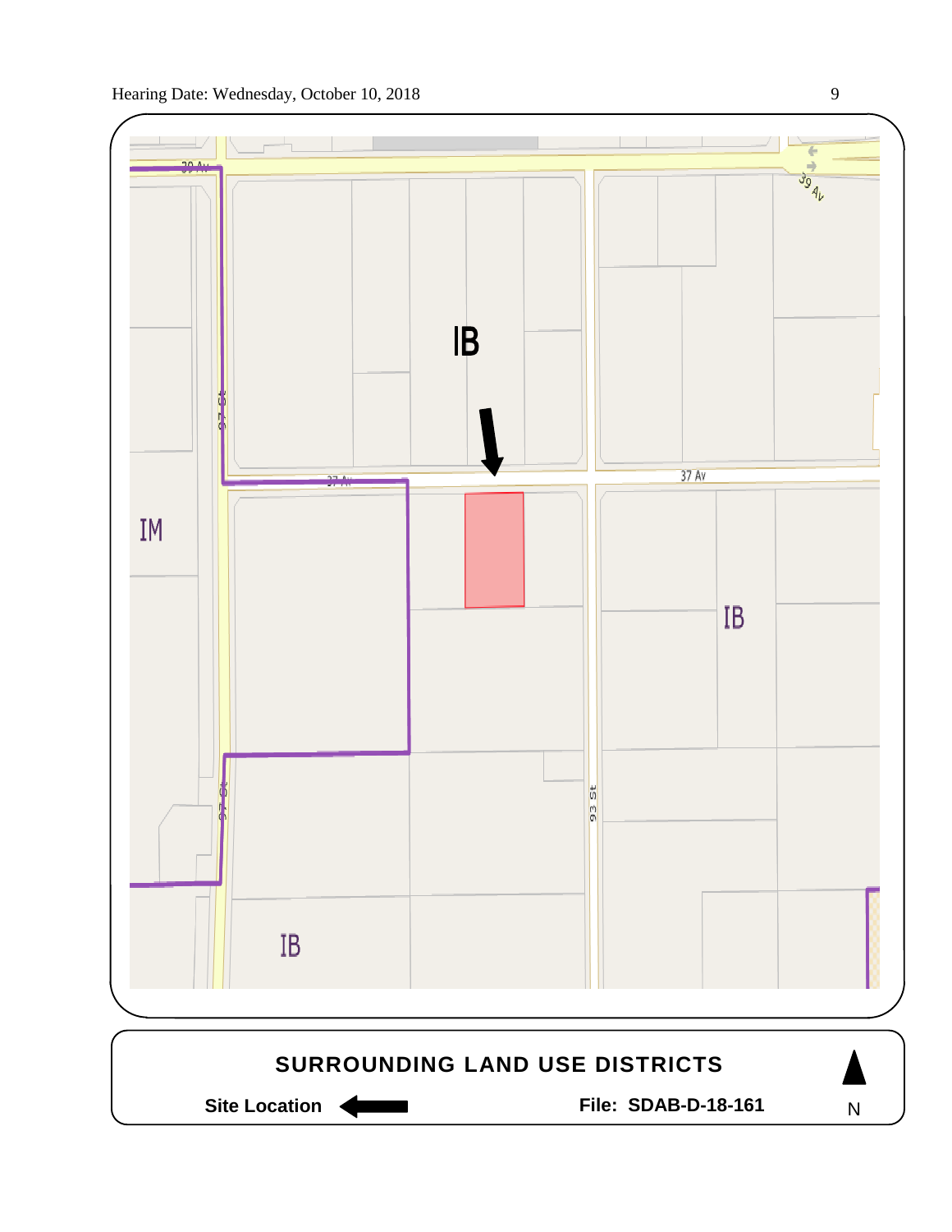IB

37 Av

IM

IB

93 St

97 St

39 Av

IB

**SURROUNDING LAND USE DISTRICTS**

**Site Location** ←

**File: SDAB-D-18-161**

N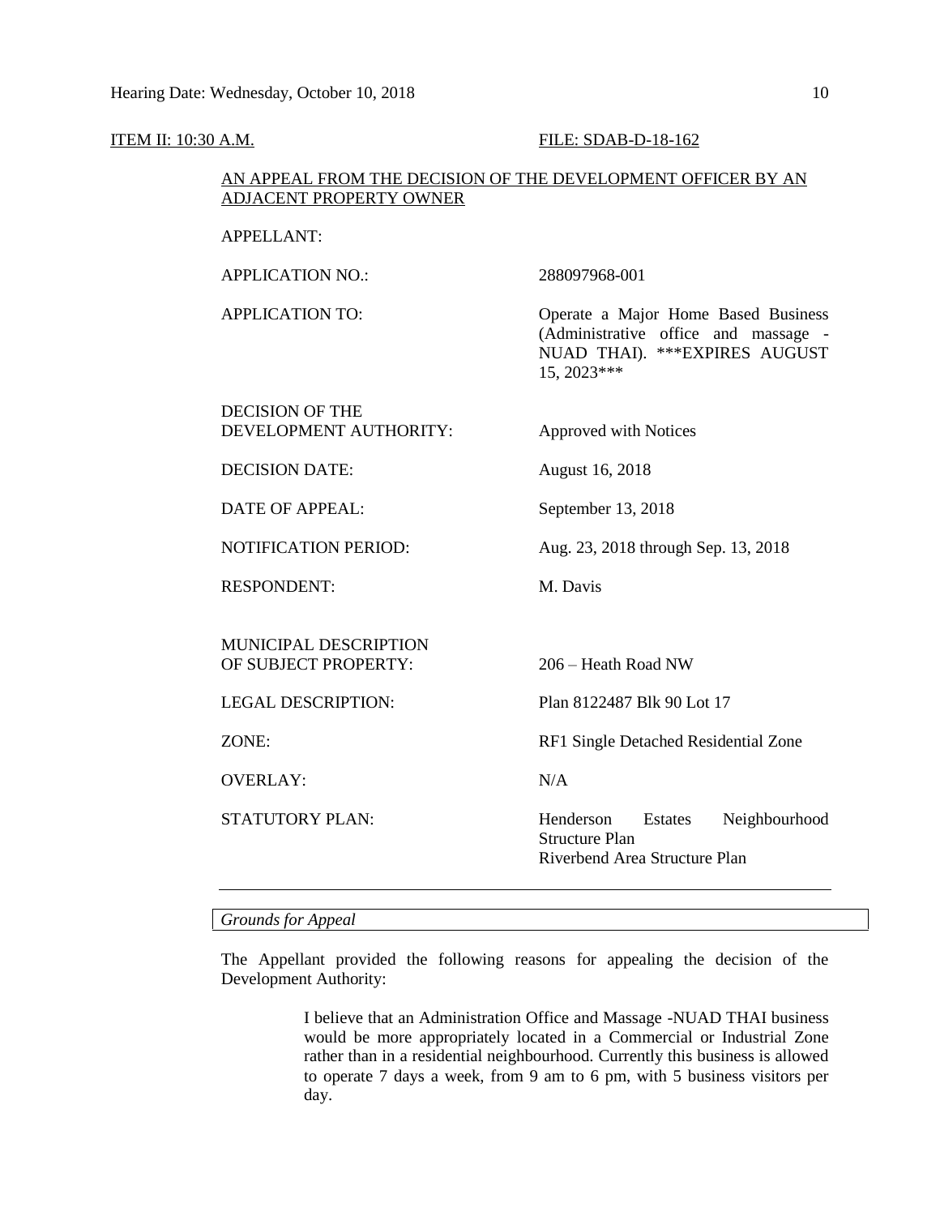ITEM II: 10:30 A.M. FILE: SDAB-D-18-162

AN APPEAL FROM THE DECISION OF THE DEVELOPMENT OFFICER BY AN ADJACENT PROPERTY OWNER

| | |
|---|---|
| APPELLANT: | |
| APPLICATION NO.: | 288097968-001 |
| APPLICATION TO: | Operate a Major Home Based Business (Administrative office and massage - NUAD THAI). ***EXPIRES AUGUST 15, 2023*** |
| DECISION OF THE DEVELOPMENT AUTHORITY: | Approved with Notices |
| DECISION DATE: | August 16, 2018 |
| DATE OF APPEAL: | September 13, 2018 |
| NOTIFICATION PERIOD: | Aug. 23, 2018 through Sep. 13, 2018 |
| RESPONDENT: | M. Davis |
| MUNICIPAL DESCRIPTION OF SUBJECT PROPERTY: | 206 – Heath Road NW |
| LEGAL DESCRIPTION: | Plan 8122487 Blk 90 Lot 17 |
| ZONE: | RF1 Single Detached Residential Zone |
| OVERLAY: | N/A |
| STATUTORY PLAN: | Henderson Estates Neighbourhood Structure Plan<br>Riverbend Area Structure Plan |

*Grounds for Appeal*

The Appellant provided the following reasons for appealing the decision of the Development Authority:

> I believe that an Administration Office and Massage -NUAD THAI business would be more appropriately located in a Commercial or Industrial Zone rather than in a residential neighbourhood. Currently this business is allowed to operate 7 days a week, from 9 am to 6 pm, with 5 business visitors per day.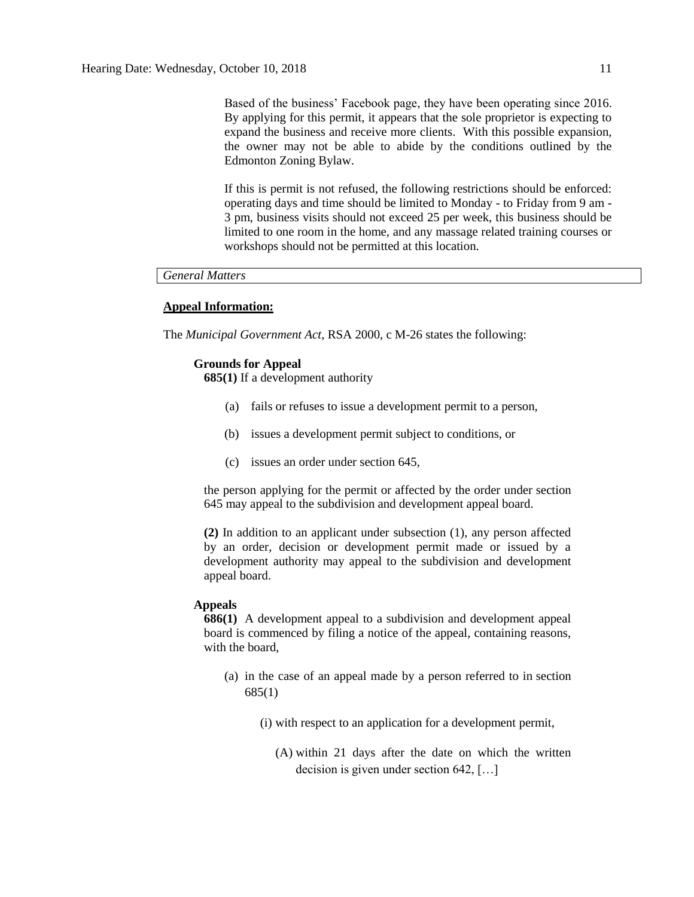Based of the business' Facebook page, they have been operating since 2016. By applying for this permit, it appears that the sole proprietor is expecting to expand the business and receive more clients. With this possible expansion, the owner may not be able to abide by the conditions outlined by the Edmonton Zoning Bylaw.

If this is permit is not refused, the following restrictions should be enforced: operating days and time should be limited to Monday - to Friday from 9 am - 3 pm, business visits should not exceed 25 per week, this business should be limited to one room in the home, and any massage related training courses or workshops should not be permitted at this location.

*General Matters*

**Appeal Information:**

The *Municipal Government Act,* RSA 2000, c M-26 states the following:

**Grounds for Appeal**

**685(1)** If a development authority

(a) fails or refuses to issue a development permit to a person,

(b) issues a development permit subject to conditions, or

(c) issues an order under section 645,

the person applying for the permit or affected by the order under section 645 may appeal to the subdivision and development appeal board.

**(2)** In addition to an applicant under subsection (1), any person affected by an order, decision or development permit made or issued by a development authority may appeal to the subdivision and development appeal board.

**Appeals**

**686(1)** A development appeal to a subdivision and development appeal board is commenced by filing a notice of the appeal, containing reasons, with the board,

(a) in the case of an appeal made by a person referred to in section 685(1)

(i) with respect to an application for a development permit,

(A) within 21 days after the date on which the written decision is given under section 642, […]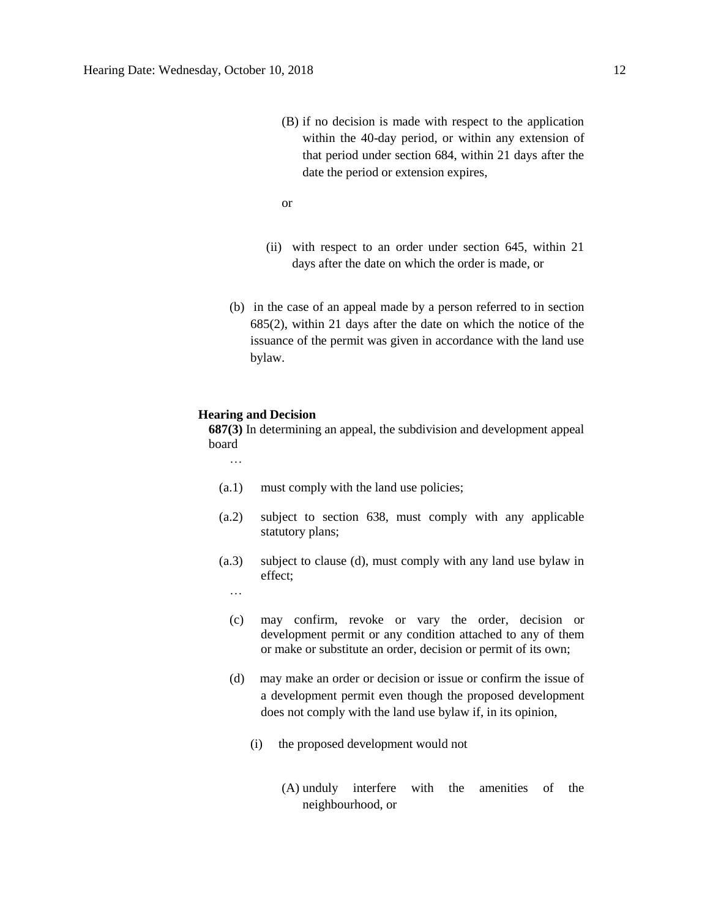(B) if no decision is made with respect to the application within the 40-day period, or within any extension of that period under section 684, within 21 days after the date the period or extension expires,

or

(ii) with respect to an order under section 645, within 21 days after the date on which the order is made, or

(b) in the case of an appeal made by a person referred to in section 685(2), within 21 days after the date on which the notice of the issuance of the permit was given in accordance with the land use bylaw.

**Hearing and Decision**

**687(3)** In determining an appeal, the subdivision and development appeal board

…

(a.1) must comply with the land use policies;

(a.2) subject to section 638, must comply with any applicable statutory plans;

(a.3) subject to clause (d), must comply with any land use bylaw in effect;

…

(c) may confirm, revoke or vary the order, decision or development permit or any condition attached to any of them or make or substitute an order, decision or permit of its own;

(d) may make an order or decision or issue or confirm the issue of a development permit even though the proposed development does not comply with the land use bylaw if, in its opinion,

(i) the proposed development would not

(A) unduly interfere with the amenities of the neighbourhood, or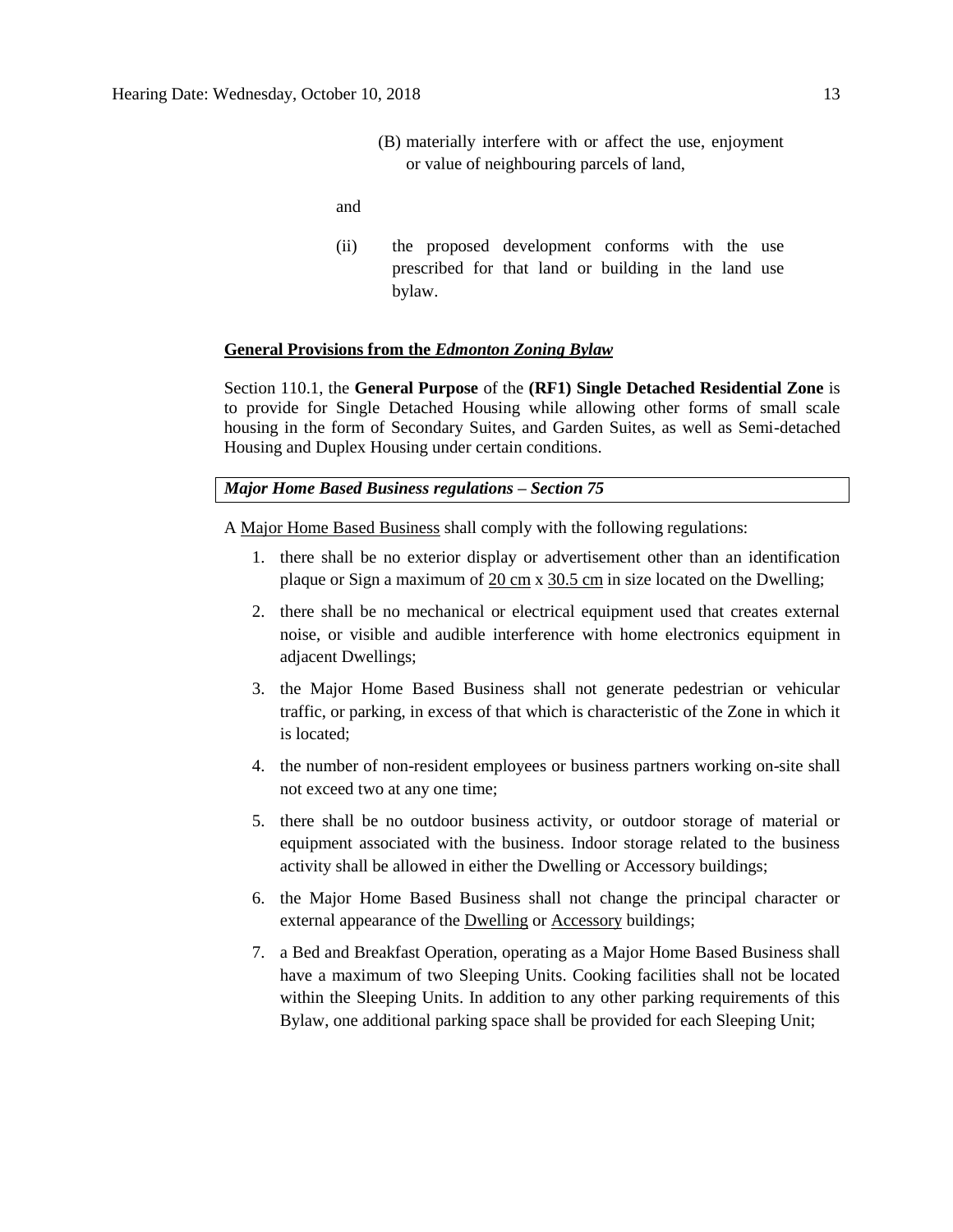(B) materially interfere with or affect the use, enjoyment or value of neighbouring parcels of land,

and

(ii) the proposed development conforms with the use prescribed for that land or building in the land use bylaw.

**General Provisions from the *Edmonton Zoning Bylaw***

Section 110.1, the **General Purpose** of the **(RF1) Single Detached Residential Zone** is to provide for Single Detached Housing while allowing other forms of small scale housing in the form of Secondary Suites, and Garden Suites, as well as Semi-detached Housing and Duplex Housing under certain conditions.

***Major Home Based Business regulations – Section 75***

A Major Home Based Business shall comply with the following regulations:

1. there shall be no exterior display or advertisement other than an identification plaque or Sign a maximum of 20 cm x 30.5 cm in size located on the Dwelling;
2. there shall be no mechanical or electrical equipment used that creates external noise, or visible and audible interference with home electronics equipment in adjacent Dwellings;
3. the Major Home Based Business shall not generate pedestrian or vehicular traffic, or parking, in excess of that which is characteristic of the Zone in which it is located;
4. the number of non-resident employees or business partners working on-site shall not exceed two at any one time;
5. there shall be no outdoor business activity, or outdoor storage of material or equipment associated with the business. Indoor storage related to the business activity shall be allowed in either the Dwelling or Accessory buildings;
6. the Major Home Based Business shall not change the principal character or external appearance of the Dwelling or Accessory buildings;
7. a Bed and Breakfast Operation, operating as a Major Home Based Business shall have a maximum of two Sleeping Units. Cooking facilities shall not be located within the Sleeping Units. In addition to any other parking requirements of this Bylaw, one additional parking space shall be provided for each Sleeping Unit;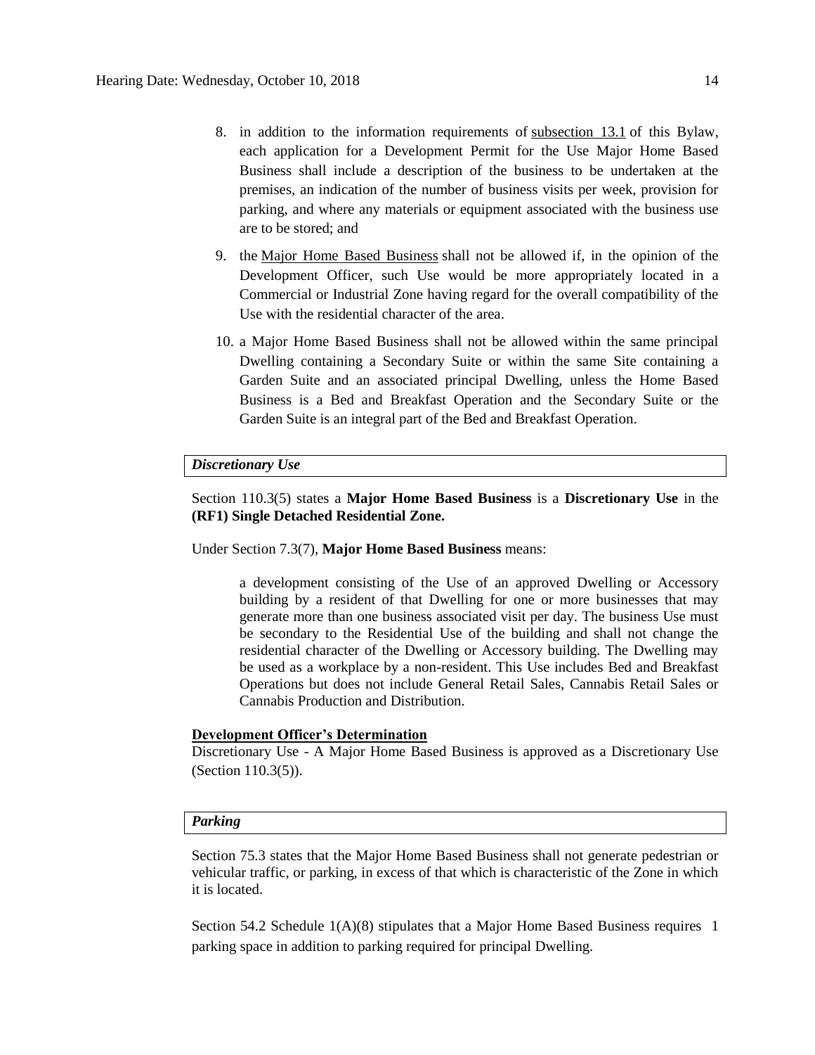8. in addition to the information requirements of subsection 13.1 of this Bylaw, each application for a Development Permit for the Use Major Home Based Business shall include a description of the business to be undertaken at the premises, an indication of the number of business visits per week, provision for parking, and where any materials or equipment associated with the business use are to be stored; and

9. the Major Home Based Business shall not be allowed if, in the opinion of the Development Officer, such Use would be more appropriately located in a Commercial or Industrial Zone having regard for the overall compatibility of the Use with the residential character of the area.

10. a Major Home Based Business shall not be allowed within the same principal Dwelling containing a Secondary Suite or within the same Site containing a Garden Suite and an associated principal Dwelling, unless the Home Based Business is a Bed and Breakfast Operation and the Secondary Suite or the Garden Suite is an integral part of the Bed and Breakfast Operation.

***Discretionary Use***

Section 110.3(5) states a **Major Home Based Business** is a **Discretionary Use** in the **(RF1) Single Detached Residential Zone.**

Under Section 7.3(7), **Major Home Based Business** means:

> a development consisting of the Use of an approved Dwelling or Accessory building by a resident of that Dwelling for one or more businesses that may generate more than one business associated visit per day. The business Use must be secondary to the Residential Use of the building and shall not change the residential character of the Dwelling or Accessory building. The Dwelling may be used as a workplace by a non-resident. This Use includes Bed and Breakfast Operations but does not include General Retail Sales, Cannabis Retail Sales or Cannabis Production and Distribution.

**Development Officer's Determination**

Discretionary Use - A Major Home Based Business is approved as a Discretionary Use (Section 110.3(5)).

***Parking***

Section 75.3 states that the Major Home Based Business shall not generate pedestrian or vehicular traffic, or parking, in excess of that which is characteristic of the Zone in which it is located.

Section 54.2 Schedule 1(A)(8) stipulates that a Major Home Based Business requires 1 parking space in addition to parking required for principal Dwelling.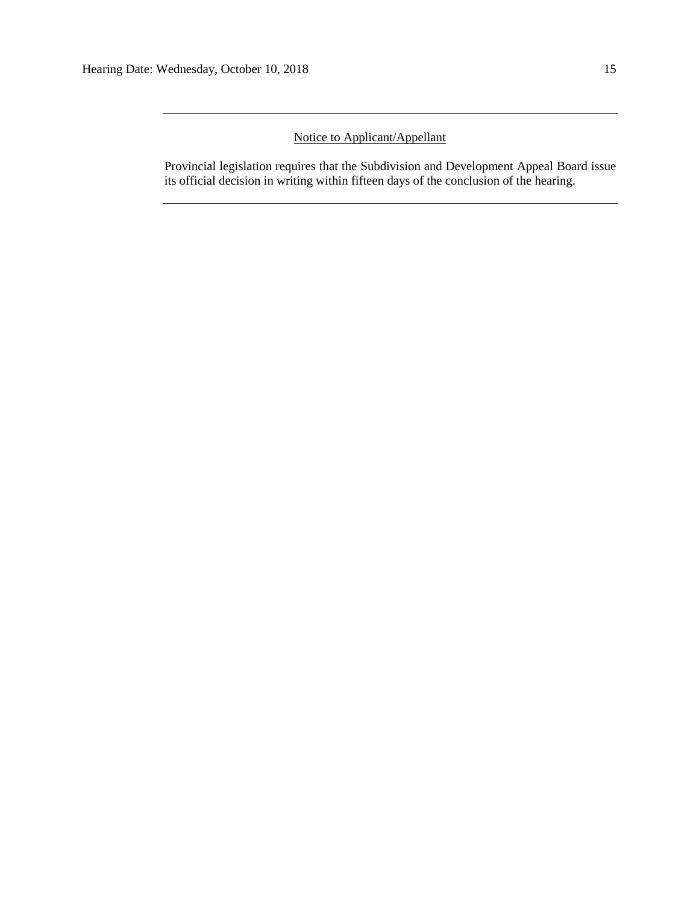---

Notice to Applicant/Appellant

Provincial legislation requires that the Subdivision and Development Appeal Board issue its official decision in writing within fifteen days of the conclusion of the hearing.

---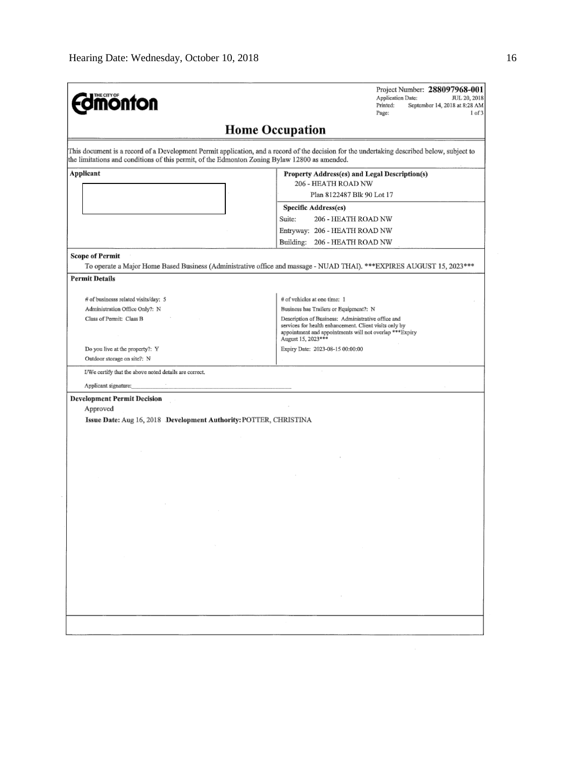THE CITY OF **Edmonton**

Project Number: **288097968-001**
Application Date: JUL 20, 2018
Printed: September 14, 2018 at 8:28 AM
Page: 1 of 3

# Home Occupation

This document is a record of a Development Permit application, and a record of the decision for the undertaking described below, subject to the limitations and conditions of this permit, of the Edmonton Zoning Bylaw 12800 as amended.

| **Applicant** | **Property Address(es) and Legal Description(s)** |
|---|---|
| | 206 - HEATH ROAD NW |
| | Plan 8122487 Blk 90 Lot 17 |
| | **Specific Address(es)** |
| | Suite: 206 - HEATH ROAD NW |
| | Entryway: 206 - HEATH ROAD NW |
| | Building: 206 - HEATH ROAD NW |

**Scope of Permit**

To operate a Major Home Based Business (Administrative office and massage - NUAD THAI). ***EXPIRES AUGUST 15, 2023***

**Permit Details**

| | |
|---|---|
| # of businesss related visits/day: 5 | # of vehicles at one time: 1 |
| Administration Office Only?: N | Business has Trailers or Equipment?: N |
| Class of Permit: Class B | Description of Business: Administrative office and services for health enhancement. Client visits only by appointment and appointments will not overlap ***Expiry August 15, 2023*** |
| Do you live at the property?: Y | Expiry Date: 2023-08-15 00:00:00 |
| Outdoor storage on site?: N | |

I/We certify that the above noted details are correct.

Applicant signature:____________________

**Development Permit Decision**

Approved

**Issue Date:** Aug 16, 2018 **Development Authority:** POTTER, CHRISTINA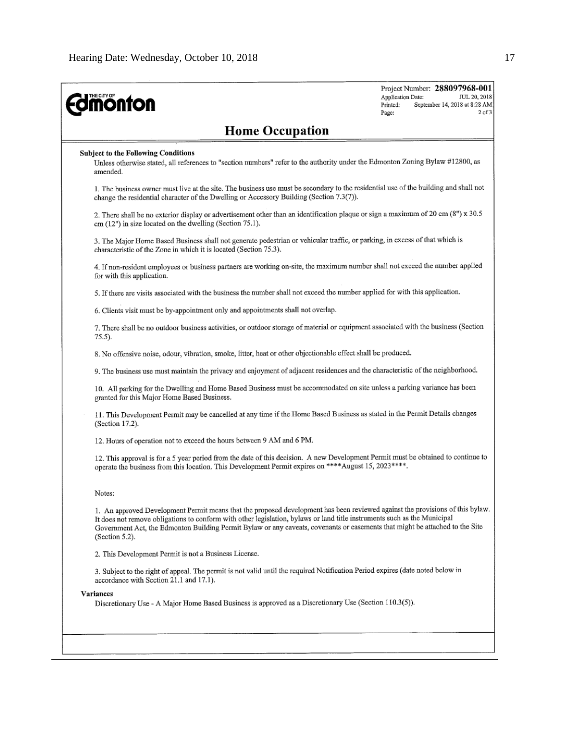THE CITY OF **Edmonton**

Project Number: **288097968-001**
Application Date: JUL 20, 2018
Printed: September 14, 2018 at 8:28 AM
Page: 2 of 3

# Home Occupation

**Subject to the Following Conditions**

Unless otherwise stated, all references to "section numbers" refer to the authority under the Edmonton Zoning Bylaw #12800, as amended.

1. The business owner must live at the site. The business use must be secondary to the residential use of the building and shall not change the residential character of the Dwelling or Accessory Building (Section 7.3(7)).

2. There shall be no exterior display or advertisement other than an identification plaque or sign a maximum of 20 cm (8") x 30.5 cm (12") in size located on the dwelling (Section 75.1).

3. The Major Home Based Business shall not generate pedestrian or vehicular traffic, or parking, in excess of that which is characteristic of the Zone in which it is located (Section 75.3).

4. If non-resident employees or business partners are working on-site, the maximum number shall not exceed the number applied for with this application.

5. If there are visits associated with the business the number shall not exceed the number applied for with this application.

6. Clients visit must be by-appointment only and appointments shall not overlap.

7. There shall be no outdoor business activities, or outdoor storage of material or equipment associated with the business (Section 75.5).

8. No offensive noise, odour, vibration, smoke, litter, heat or other objectionable effect shall be produced.

9. The business use must maintain the privacy and enjoyment of adjacent residences and the characteristic of the neighborhood.

10. All parking for the Dwelling and Home Based Business must be accommodated on site unless a parking variance has been granted for this Major Home Based Business.

11. This Development Permit may be cancelled at any time if the Home Based Business as stated in the Permit Details changes (Section 17.2).

12. Hours of operation not to exceed the hours between 9 AM and 6 PM.

12. This approval is for a 5 year period from the date of this decision. A new Development Permit must be obtained to continue to operate the business from this location. This Development Permit expires on ****August 15, 2023****.

Notes:

1. An approved Development Permit means that the proposed development has been reviewed against the provisions of this bylaw. It does not remove obligations to conform with other legislation, bylaws or land title instruments such as the Municipal Government Act, the Edmonton Building Permit Bylaw or any caveats, covenants or easements that might be attached to the Site (Section 5.2).

2. This Development Permit is not a Business License.

3. Subject to the right of appeal. The permit is not valid until the required Notification Period expires (date noted below in accordance with Section 21.1 and 17.1).

**Variances**

Discretionary Use - A Major Home Based Business is approved as a Discretionary Use (Section 110.3(5)).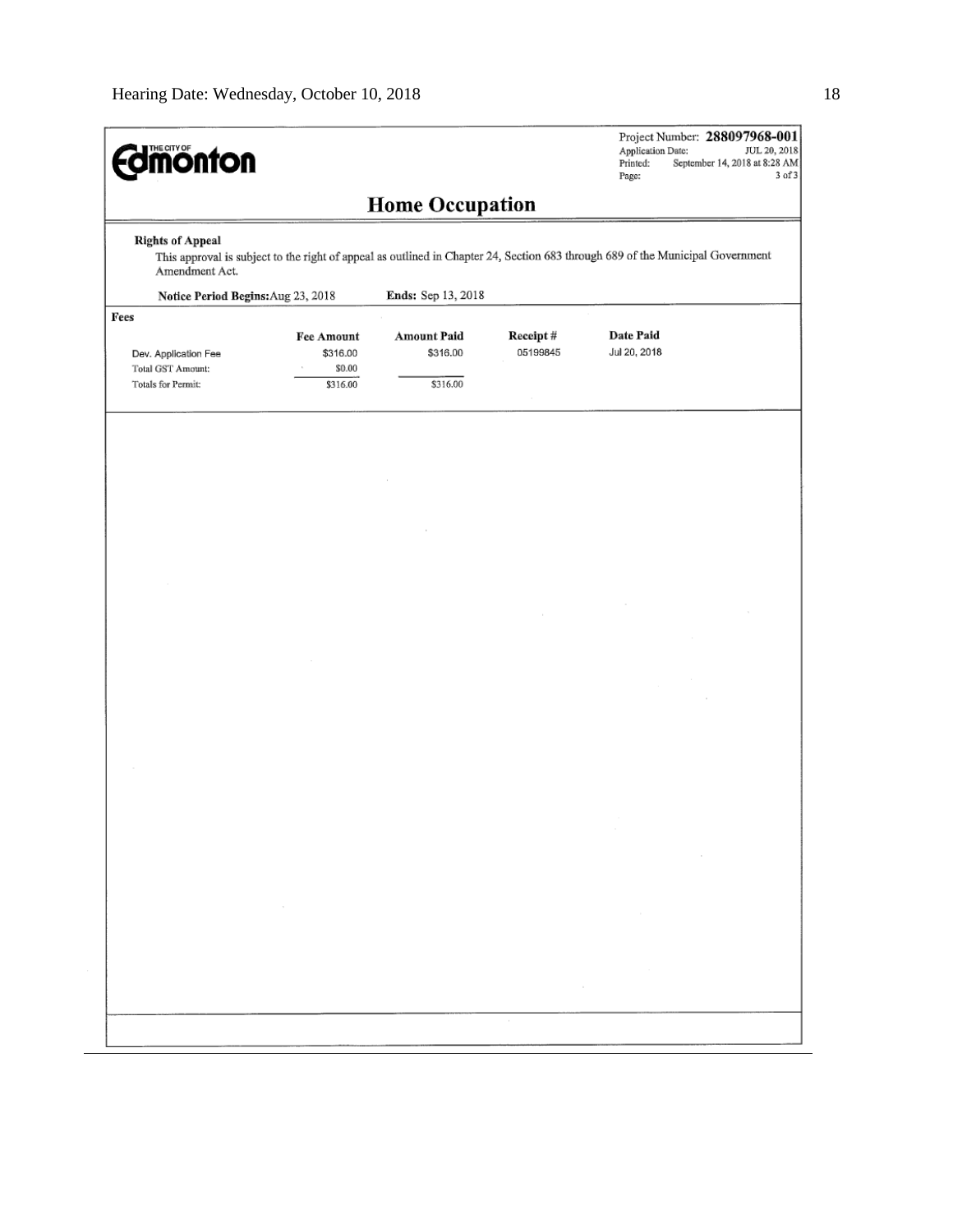**THE CITY OF Edmonton**

Project Number: **288097968-001**
Application Date: JUL 20, 2018
Printed: September 14, 2018 at 8:28 AM
Page: 3 of 3

## Home Occupation

**Rights of Appeal**

This approval is subject to the right of appeal as outlined in Chapter 24, Section 683 through 689 of the Municipal Government Amendment Act.

**Notice Period Begins:** Aug 23, 2018 **Ends:** Sep 13, 2018

**Fees**

| | Fee Amount | Amount Paid | Receipt # | Date Paid |
|---|---|---|---|---|
| Dev. Application Fee | $316.00 | $316.00 | 05199845 | Jul 20, 2018 |
| Total GST Amount: | $0.00 | | | |
| Totals for Permit: | $316.00 | $316.00 | | |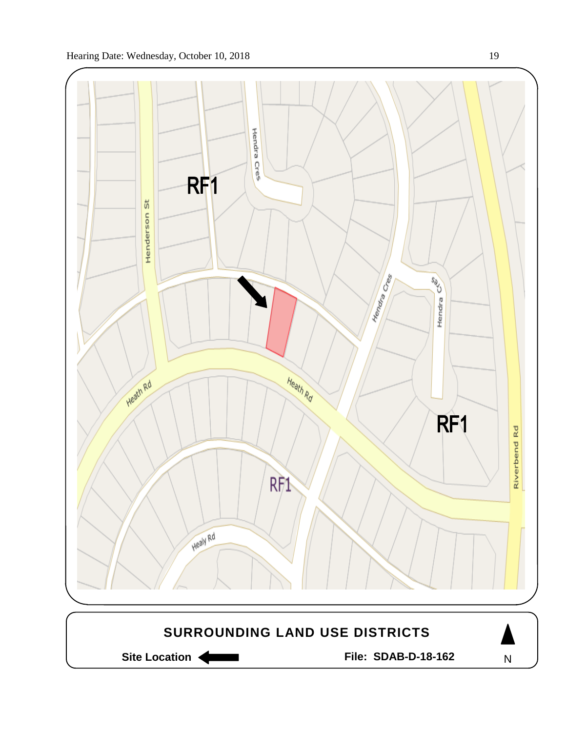RF1

Hendra Cres

Henderson St

Hendra Cres

Hendra Cres

Heath Rd

Heath Rd

RF1

RF1

Riverbend Rd

Healy Rd

**SURROUNDING LAND USE DISTRICTS**

**Site Location**

**File: SDAB-D-18-162**

N